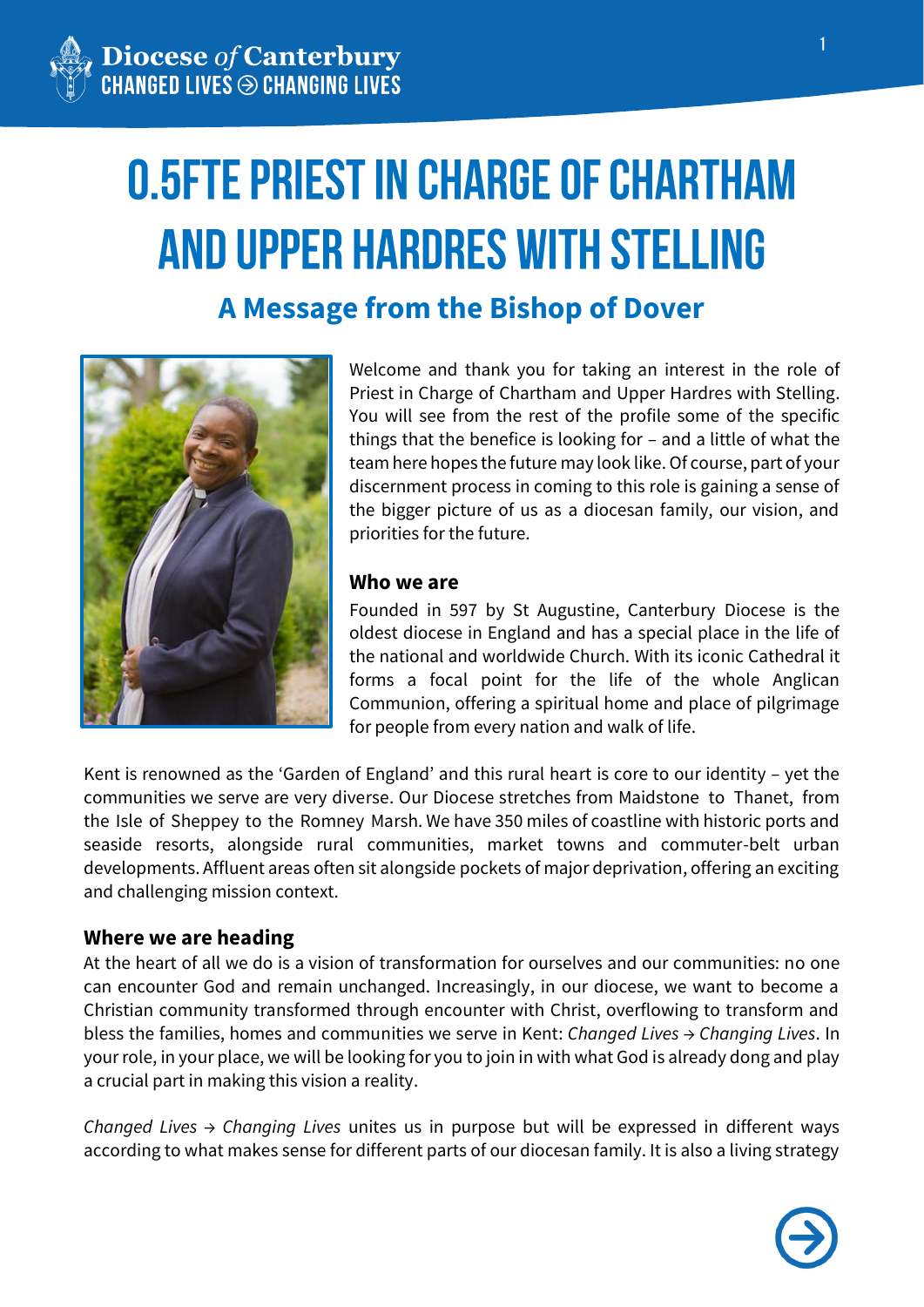# 0.5FTE PRIEST IN CHARGE OF CHARTHAM AND UPPER HARDRES WITH STELLING

## A Message from the Bishop of Dover

Welcome and thank you for taking an interest in the role of Priest in Charge of Chartham and Upper Hardres with Stelling. You will see from the rest of the profile some of the specific things that the benefice is looking for – and a little of what the team here hopes the future may look like. Of course, part of your discernment process in coming to this role is gaining a sense of the bigger picture of us as a diocesan family, our vision, and priorities for the future.

### Who we are

Founded in 597 by St Augustine, Canterbury Diocese is the oldest diocese in England and has a special place in the life of the national and worldwide Church. With its iconic Cathedral it forms a focal point for the life of the whole Anglican Communion, offering a spiritual home and place of pilgrimage for people from every nation and walk of life.

Kent is renowned as the 'Garden of England' and this rural heart is core to our identity – yet the communities we serve are very diverse. Our Diocese stretches from Maidstone to Thanet, from the Isle of Sheppey to the Romney Marsh. We have 350 miles of coastline with historic ports and seaside resorts, alongside rural communities, market towns and commuter-belt urban developments. Affluent areas often sit alongside pockets of major deprivation, offering an exciting and challenging mission context.

### Where we are heading

At the heart of all we do is a vision of transformation for ourselves and our communities: no one can encounter God and remain unchanged. Increasingly, in our diocese, we want to become a Christian community transformed through encounter with Christ, overflowing to transform and bless the families, homes and communities we serve in Kent: *Changed Lives → Changing Lives*. In your role, in your place, we will be looking for you to join in with what God is already dong and play a crucial part in making this vision a reality.

*Changed Lives → Changing Lives* unites us in purpose but will be expressed in different ways according to what makes sense for different parts of our diocesan family. It is also a living strategy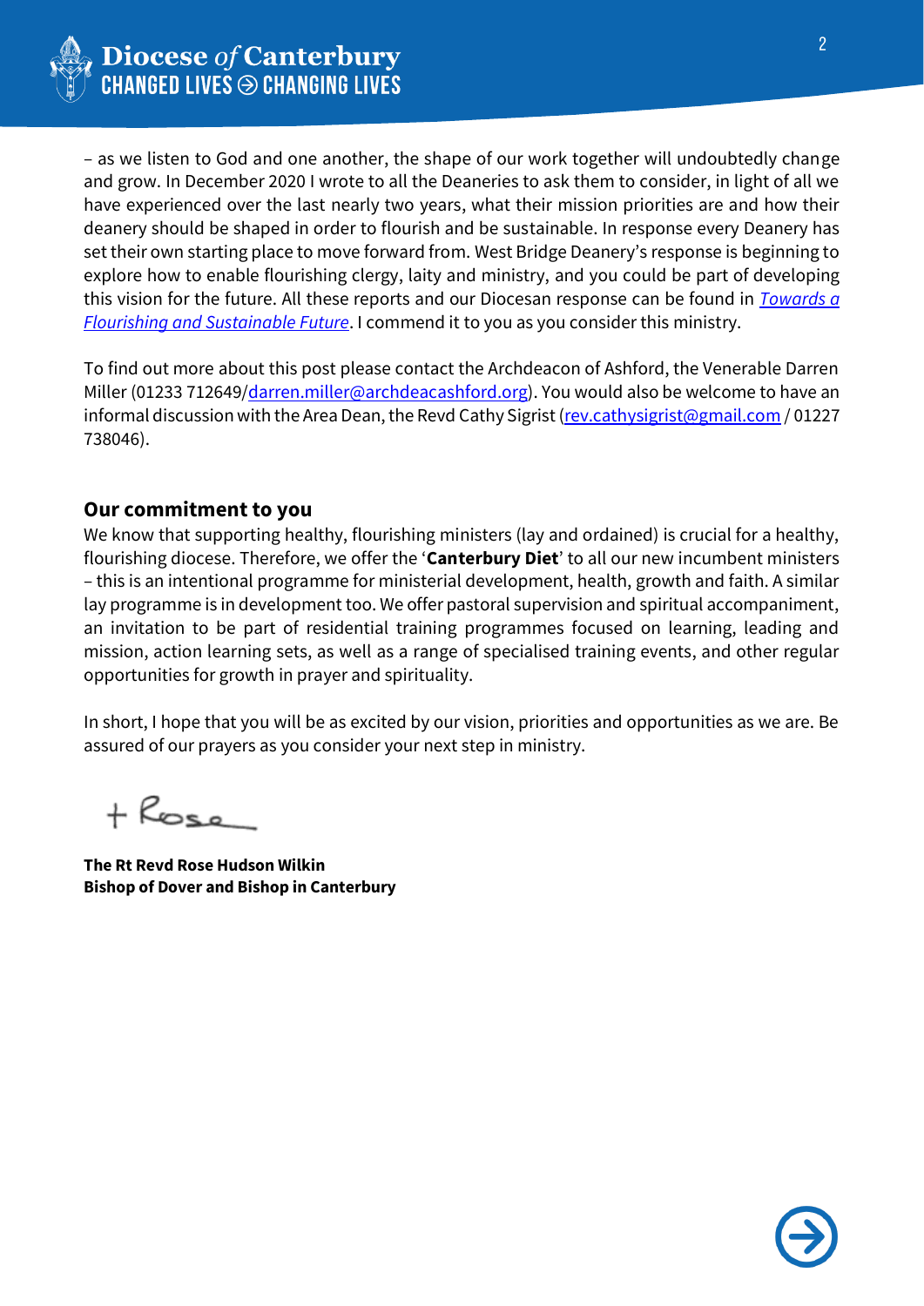– as we listen to God and one another, the shape of our work together will undoubtedly change and grow. In December 2020 I wrote to all the Deaneries to ask them to consider, in light of all we have experienced over the last nearly two years, what their mission priorities are and how their deanery should be shaped in order to flourish and be sustainable. In response every Deanery has set their own starting place to move forward from. West Bridge Deanery's response is beginning to explore how to enable flourishing clergy, laity and ministry, and you could be part of developing this vision for the future. All these reports and our Diocesan response can be found in *Towards a Flourishing and Sustainable Future*. I commend it to you as you consider this ministry.

To find out more about this post please contact the Archdeacon of Ashford, the Venerable Darren Miller (01233 712649/darren.miller@archdeacashford.org). You would also be welcome to have an informal discussion with the Area Dean, the Revd Cathy Sigrist (rev.cathysigrist@gmail.com / 01227 738046).

## Our commitment to you

We know that supporting healthy, flourishing ministers (lay and ordained) is crucial for a healthy, flourishing diocese. Therefore, we offer the '**Canterbury Diet**' to all our new incumbent ministers – this is an intentional programme for ministerial development, health, growth and faith. A similar lay programme is in development too. We offer pastoral supervision and spiritual accompaniment, an invitation to be part of residential training programmes focused on learning, leading and mission, action learning sets, as well as a range of specialised training events, and other regular opportunities for growth in prayer and spirituality.

In short, I hope that you will be as excited by our vision, priorities and opportunities as we are. Be assured of our prayers as you consider your next step in ministry.

+ Rose

**The Rt Revd Rose Hudson Wilkin**
**Bishop of Dover and Bishop in Canterbury**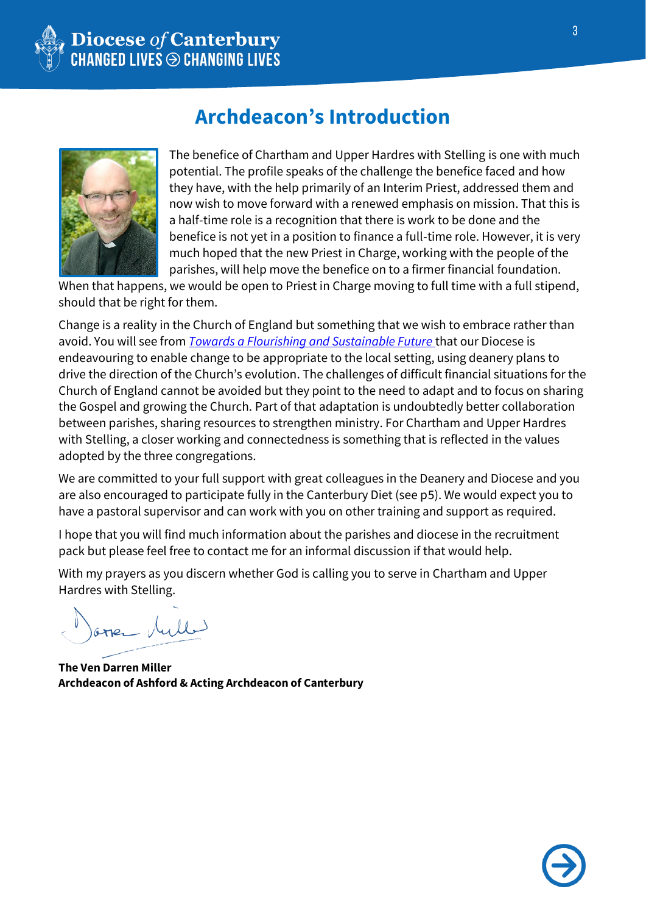# Archdeacon's Introduction

The benefice of Chartham and Upper Hardres with Stelling is one with much potential. The profile speaks of the challenge the benefice faced and how they have, with the help primarily of an Interim Priest, addressed them and now wish to move forward with a renewed emphasis on mission. That this is a half-time role is a recognition that there is work to be done and the benefice is not yet in a position to finance a full-time role. However, it is very much hoped that the new Priest in Charge, working with the people of the parishes, will help move the benefice on to a firmer financial foundation. When that happens, we would be open to Priest in Charge moving to full time with a full stipend, should that be right for them.

Change is a reality in the Church of England but something that we wish to embrace rather than avoid. You will see from *Towards a Flourishing and Sustainable Future* that our Diocese is endeavouring to enable change to be appropriate to the local setting, using deanery plans to drive the direction of the Church's evolution. The challenges of difficult financial situations for the Church of England cannot be avoided but they point to the need to adapt and to focus on sharing the Gospel and growing the Church. Part of that adaptation is undoubtedly better collaboration between parishes, sharing resources to strengthen ministry. For Chartham and Upper Hardres with Stelling, a closer working and connectedness is something that is reflected in the values adopted by the three congregations.

We are committed to your full support with great colleagues in the Deanery and Diocese and you are also encouraged to participate fully in the Canterbury Diet (see p5). We would expect you to have a pastoral supervisor and can work with you on other training and support as required.

I hope that you will find much information about the parishes and diocese in the recruitment pack but please feel free to contact me for an informal discussion if that would help.

With my prayers as you discern whether God is calling you to serve in Chartham and Upper Hardres with Stelling.

**The Ven Darren Miller**
**Archdeacon of Ashford & Acting Archdeacon of Canterbury**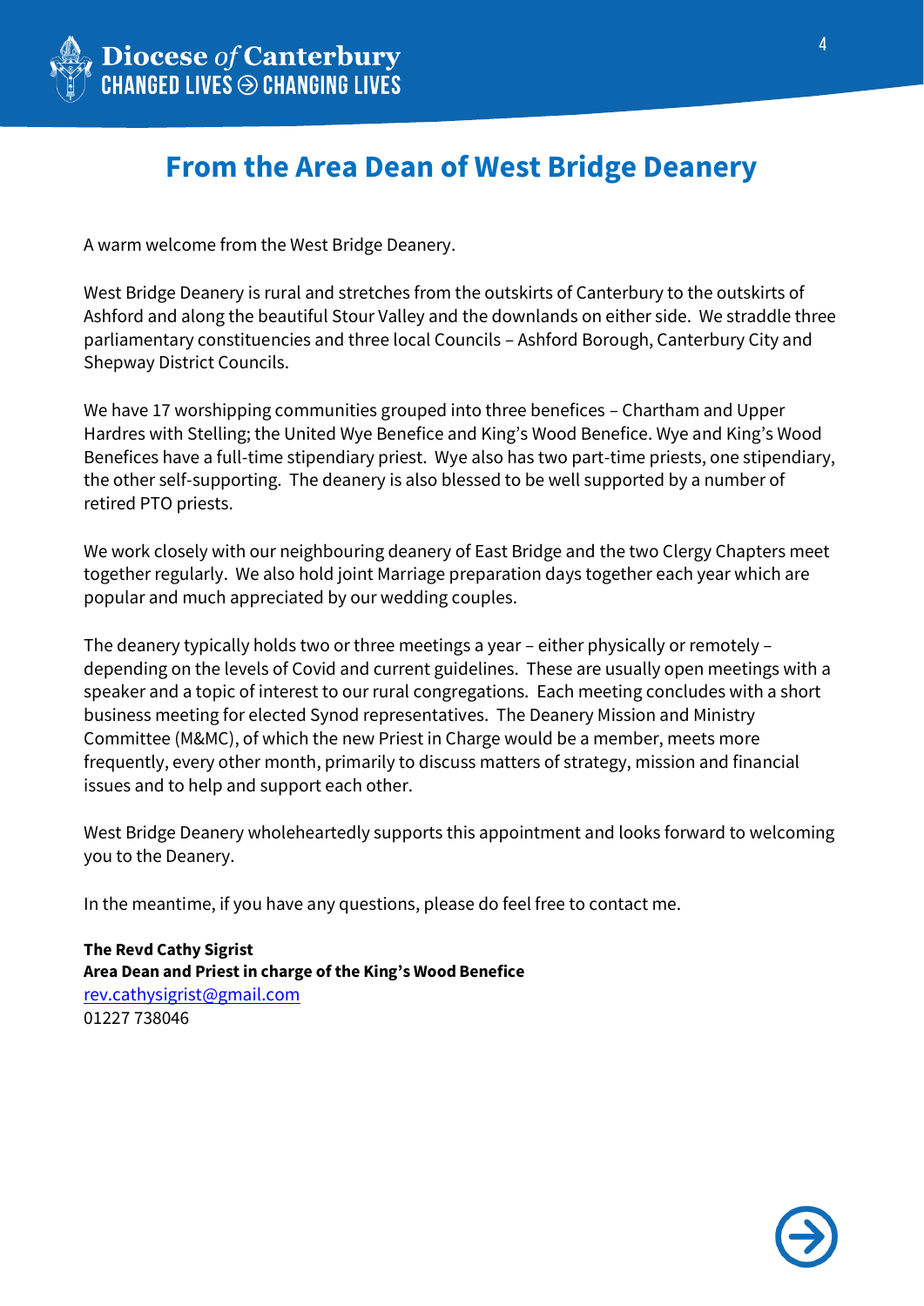# From the Area Dean of West Bridge Deanery

A warm welcome from the West Bridge Deanery.

West Bridge Deanery is rural and stretches from the outskirts of Canterbury to the outskirts of Ashford and along the beautiful Stour Valley and the downlands on either side. We straddle three parliamentary constituencies and three local Councils – Ashford Borough, Canterbury City and Shepway District Councils.

We have 17 worshipping communities grouped into three benefices – Chartham and Upper Hardres with Stelling; the United Wye Benefice and King's Wood Benefice. Wye and King's Wood Benefices have a full-time stipendiary priest. Wye also has two part-time priests, one stipendiary, the other self-supporting. The deanery is also blessed to be well supported by a number of retired PTO priests.

We work closely with our neighbouring deanery of East Bridge and the two Clergy Chapters meet together regularly. We also hold joint Marriage preparation days together each year which are popular and much appreciated by our wedding couples.

The deanery typically holds two or three meetings a year – either physically or remotely – depending on the levels of Covid and current guidelines. These are usually open meetings with a speaker and a topic of interest to our rural congregations. Each meeting concludes with a short business meeting for elected Synod representatives. The Deanery Mission and Ministry Committee (M&MC), of which the new Priest in Charge would be a member, meets more frequently, every other month, primarily to discuss matters of strategy, mission and financial issues and to help and support each other.

West Bridge Deanery wholeheartedly supports this appointment and looks forward to welcoming you to the Deanery.

In the meantime, if you have any questions, please do feel free to contact me.

**The Revd Cathy Sigrist**
**Area Dean and Priest in charge of the King's Wood Benefice**
rev.cathysigrist@gmail.com
01227 738046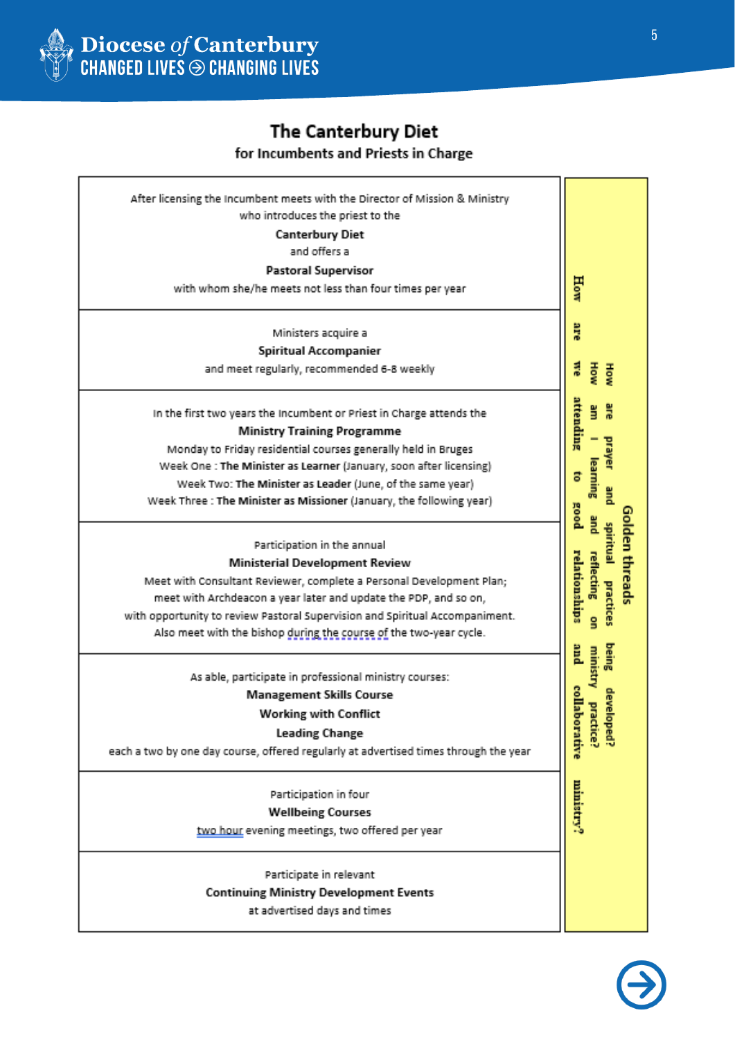# The Canterbury Diet

## for Incumbents and Priests in Charge

After licensing the Incumbent meets with the Director of Mission & Ministry who introduces the priest to the **Canterbury Diet** and offers a **Pastoral Supervisor** with whom she/he meets not less than four times per year

Ministers acquire a **Spiritual Accompanier** and meet regularly, recommended 6-8 weekly

In the first two years the Incumbent or Priest in Charge attends the **Ministry Training Programme**
Monday to Friday residential courses generally held in Bruges
Week One : **The Minister as Learner** (January, soon after licensing)
Week Two: **The Minister as Leader** (June, of the same year)
Week Three : **The Minister as Missioner** (January, the following year)

Participation in the annual **Ministerial Development Review**
Meet with Consultant Reviewer, complete a Personal Development Plan; meet with Archdeacon a year later and update the PDP, and so on, with opportunity to review Pastoral Supervision and Spiritual Accompaniment. Also meet with the bishop during the course of the two-year cycle.

As able, participate in professional ministry courses:
**Management Skills Course**
**Working with Conflict**
**Leading Change**
each a two by one day course, offered regularly at advertised times through the year

Participation in four **Wellbeing Courses**
two hour evening meetings, two offered per year

Participate in relevant **Continuing Ministry Development Events** at advertised days and times

**Golden threads**

How are prayer and spiritual practices being developed?

How am I learning and reflecting on ministry practice?

How are we attending to good relationships and collaborative ministry?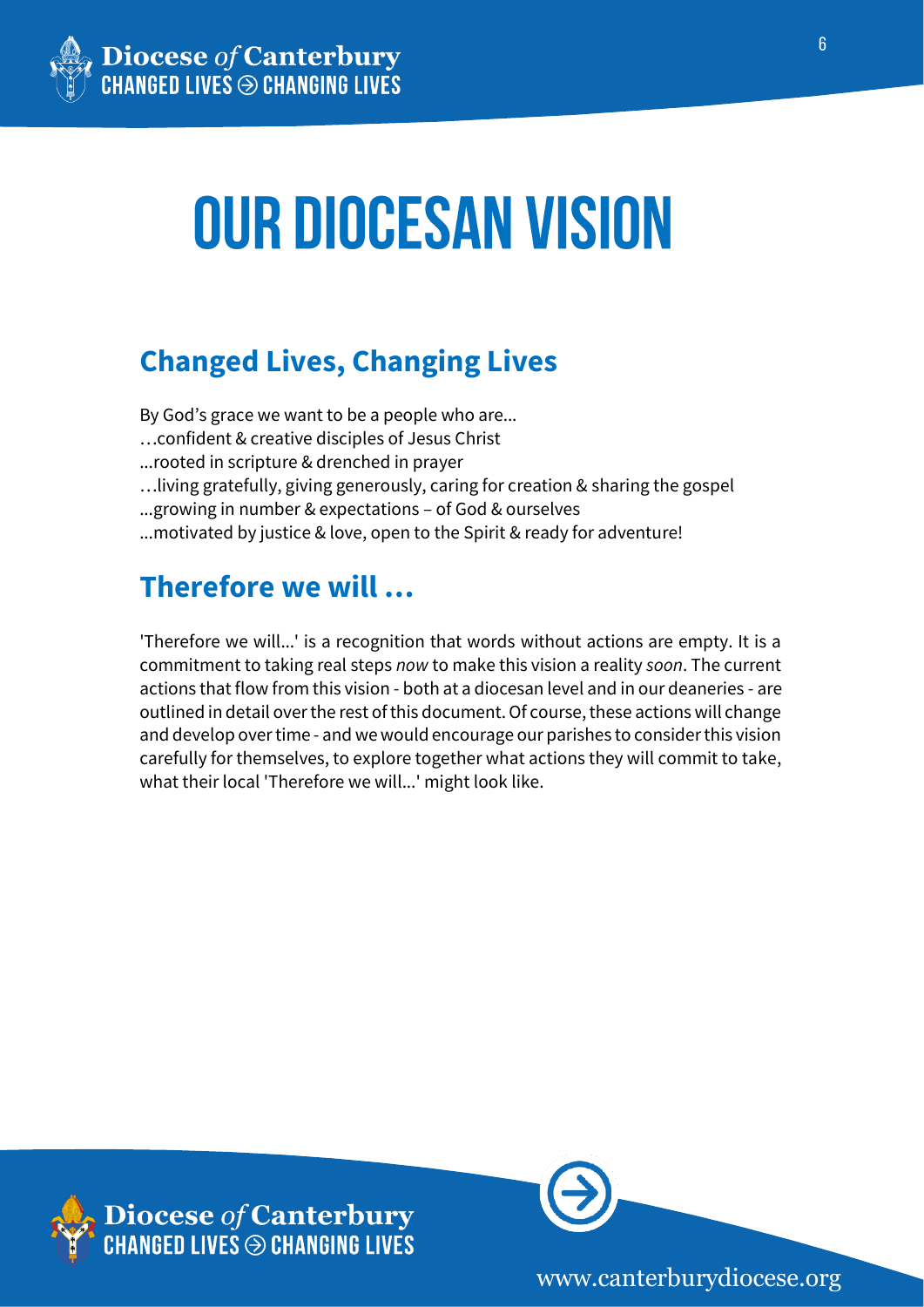# OUR DIOCESAN VISION

## Changed Lives, Changing Lives

By God's grace we want to be a people who are...
…confident & creative disciples of Jesus Christ
...rooted in scripture & drenched in prayer
…living gratefully, giving generously, caring for creation & sharing the gospel
...growing in number & expectations – of God & ourselves
...motivated by justice & love, open to the Spirit & ready for adventure!

## Therefore we will …

'Therefore we will...' is a recognition that words without actions are empty. It is a commitment to taking real steps *now* to make this vision a reality *soon*. The current actions that flow from this vision - both at a diocesan level and in our deaneries - are outlined in detail over the rest of this document. Of course, these actions will change and develop over time - and we would encourage our parishes to consider this vision carefully for themselves, to explore together what actions they will commit to take, what their local 'Therefore we will...' might look like.